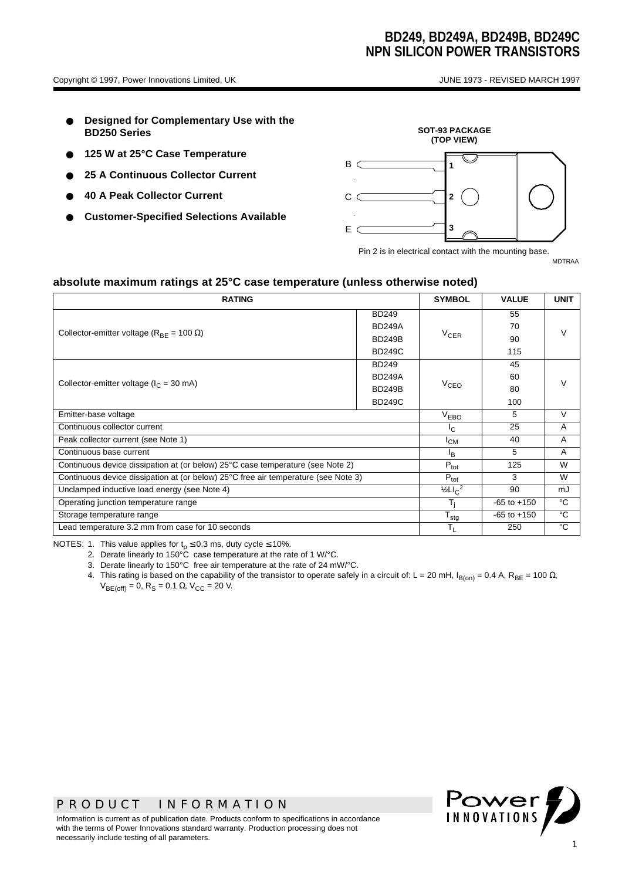# BD249, BD249A, BD249B, BD249C
# NPN SILICON POWER TRANSISTORS

Copyright © 1997, Power Innovations Limited, UK

JUNE 1973 - REVISED MARCH 1997

- **Designed for Complementary Use with the BD250 Series**
- **125 W at 25°C Case Temperature**
- **25 A Continuous Collector Current**
- **40 A Peak Collector Current**
- **Customer-Specified Selections Available**

**SOT-93 PACKAGE (TOP VIEW)**

B 1
C 2
E 3

Pin 2 is in electrical contact with the mounting base.

MDTRAA

## absolute maximum ratings at 25°C case temperature (unless otherwise noted)

| RATING | | SYMBOL | VALUE | UNIT |
|---|---|---|---|---|
| Collector-emitter voltage ($R_{BE}$ = 100 Ω) | BD249 | $V_{CER}$ | 55 | V |
| | BD249A | | 70 | |
| | BD249B | | 90 | |
| | BD249C | | 115 | |
| Collector-emitter voltage ($I_C$ = 30 mA) | BD249 | $V_{CEO}$ | 45 | V |
| | BD249A | | 60 | |
| | BD249B | | 80 | |
| | BD249C | | 100 | |
| Emitter-base voltage | | $V_{EBO}$ | 5 | V |
| Continuous collector current | | $I_C$ | 25 | A |
| Peak collector current (see Note 1) | | $I_{CM}$ | 40 | A |
| Continuous base current | | $I_B$ | 5 | A |
| Continuous device dissipation at (or below) 25°C case temperature (see Note 2) | | $P_{tot}$ | 125 | W |
| Continuous device dissipation at (or below) 25°C free air temperature (see Note 3) | | $P_{tot}$ | 3 | W |
| Unclamped inductive load energy (see Note 4) | | $½LI_C^2$ | 90 | mJ |
| Operating junction temperature range | | $T_j$ | -65 to +150 | °C |
| Storage temperature range | | $T_{stg}$ | -65 to +150 | °C |
| Lead temperature 3.2 mm from case for 10 seconds | | $T_L$ | 250 | °C |

NOTES: 1. This value applies for $t_p \leq 0.3$ ms, duty cycle ≤ 10%.

2. Derate linearly to 150°C case temperature at the rate of 1 W/°C.
3. Derate linearly to 150°C free air temperature at the rate of 24 mW/°C.
4. This rating is based on the capability of the transistor to operate safely in a circuit of: L = 20 mH, $I_{B(on)}$ = 0.4 A, $R_{BE}$ = 100 Ω, $V_{BE(off)}$ = 0, $R_S$ = 0.1 Ω, $V_{CC}$ = 20 V.

PRODUCT INFORMATION

Information is current as of publication date. Products conform to specifications in accordance with the terms of Power Innovations standard warranty. Production processing does not necessarily include testing of all parameters.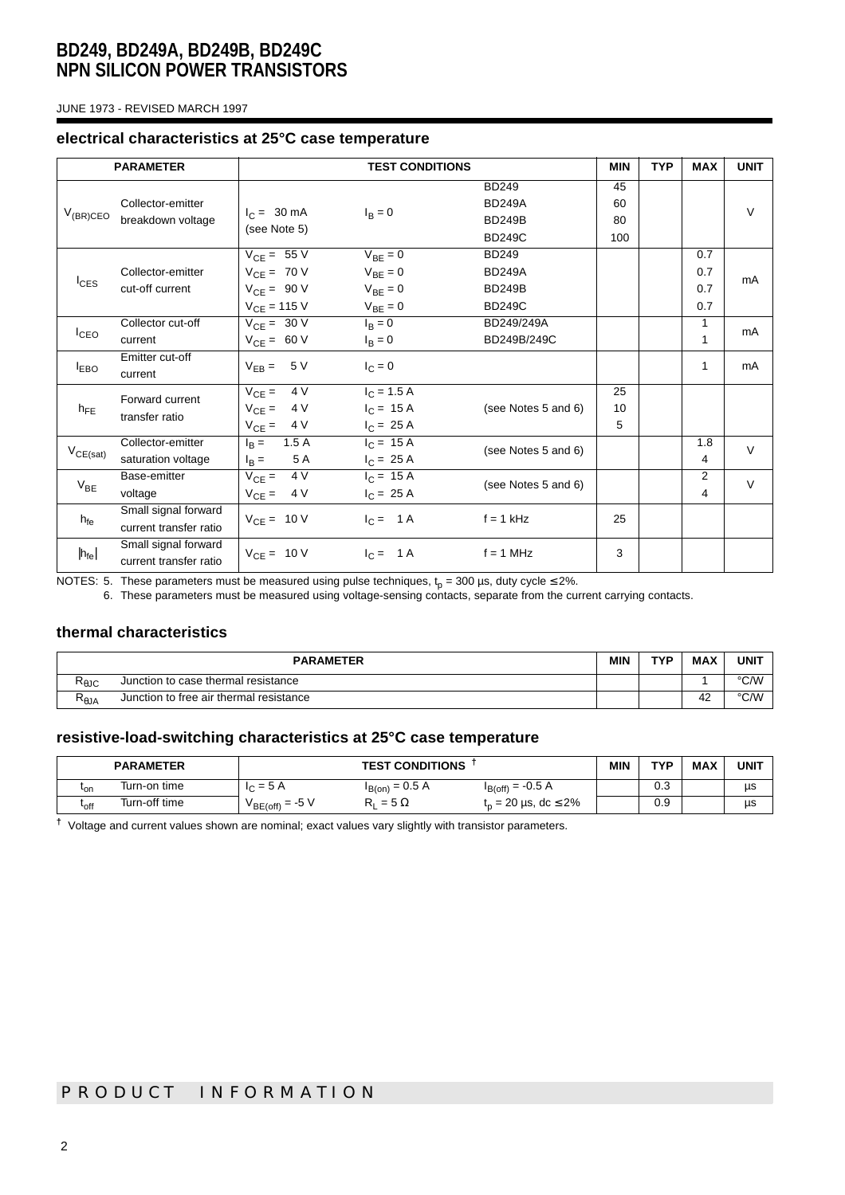# BD249, BD249A, BD249B, BD249C
# NPN SILICON POWER TRANSISTORS

JUNE 1973 - REVISED MARCH 1997

### electrical characteristics at 25°C case temperature

| PARAMETER | | TEST CONDITIONS | | | MIN | TYP | MAX | UNIT |
|---|---|---|---|---|---|---|---|---|
| $V_{(BR)CEO}$ | Collector-emitter breakdown voltage | $I_C$ = 30 mA (see Note 5) | $I_B = 0$ | BD249 | 45 | | | V |
| | | | | BD249A | 60 | | | |
| | | | | BD249B | 80 | | | |
| | | | | BD249C | 100 | | | |
| $I_{CES}$ | Collector-emitter cut-off current | $V_{CE}$ = 55 V | $V_{BE} = 0$ | BD249 | | | 0.7 | mA |
| | | $V_{CE}$ = 70 V | $V_{BE} = 0$ | BD249A | | | 0.7 | |
| | | $V_{CE}$ = 90 V | $V_{BE} = 0$ | BD249B | | | 0.7 | |
| | | $V_{CE}$ = 115 V | $V_{BE} = 0$ | BD249C | | | 0.7 | |
| $I_{CEO}$ | Collector cut-off current | $V_{CE}$ = 30 V | $I_B = 0$ | BD249/249A | | | 1 | mA |
| | | $V_{CE}$ = 60 V | $I_B = 0$ | BD249B/249C | | | 1 | |
| $I_{EBO}$ | Emitter cut-off current | $V_{EB}$ = 5 V | $I_C = 0$ | | | | 1 | mA |
| $h_{FE}$ | Forward current transfer ratio | $V_{CE}$ = 4 V | $I_C$ = 1.5 A | (see Notes 5 and 6) | 25 | | | |
| | | $V_{CE}$ = 4 V | $I_C$ = 15 A | | 10 | | | |
| | | $V_{CE}$ = 4 V | $I_C$ = 25 A | | 5 | | | |
| $V_{CE(sat)}$ | Collector-emitter saturation voltage | $I_B$ = 1.5 A | $I_C$ = 15 A | (see Notes 5 and 6) | | | 1.8 | V |
| | | $I_B$ = 5 A | $I_C$ = 25 A | | | | 4 | |
| $V_{BE}$ | Base-emitter voltage | $V_{CE}$ = 4 V | $I_C$ = 15 A | (see Notes 5 and 6) | | | 2 | V |
| | | $V_{CE}$ = 4 V | $I_C$ = 25 A | | | | 4 | |
| $h_{fe}$ | Small signal forward current transfer ratio | $V_{CE}$ = 10 V | $I_C$ = 1 A | f = 1 kHz | 25 | | | |
| $\|h_{fe}\|$ | Small signal forward current transfer ratio | $V_{CE}$ = 10 V | $I_C$ = 1 A | f = 1 MHz | 3 | | | |

NOTES: 5. These parameters must be measured using pulse techniques, $t_p$ = 300 µs, duty cycle ≤ 2%.
6. These parameters must be measured using voltage-sensing contacts, separate from the current carrying contacts.

### thermal characteristics

| PARAMETER | | MIN | TYP | MAX | UNIT |
|---|---|---|---|---|---|
| $R_{\theta JC}$ | Junction to case thermal resistance | | | 1 | °C/W |
| $R_{\theta JA}$ | Junction to free air thermal resistance | | | 42 | °C/W |

### resistive-load-switching characteristics at 25°C case temperature

| PARAMETER | | TEST CONDITIONS † | | | MIN | TYP | MAX | UNIT |
|---|---|---|---|---|---|---|---|---|
| $t_{on}$ | Turn-on time | $I_C$ = 5 A | $I_{B(on)}$ = 0.5 A | $I_{B(off)}$ = -0.5 A | | 0.3 | | µs |
| $t_{off}$ | Turn-off time | $V_{BE(off)}$ = -5 V | $R_L$ = 5 Ω | $t_p$ = 20 µs, dc ≤ 2% | | 0.9 | | µs |

† Voltage and current values shown are nominal; exact values vary slightly with transistor parameters.

PRODUCT INFORMATION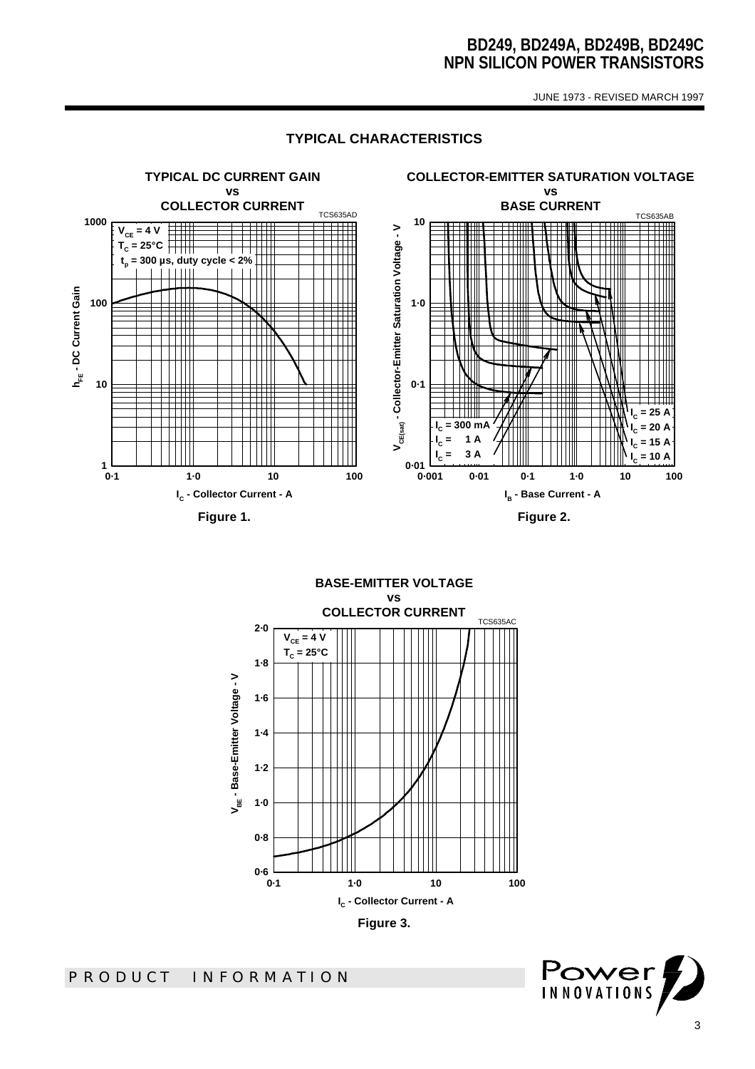## TYPICAL CHARACTERISTICS

**TYPICAL DC CURRENT GAIN vs COLLECTOR CURRENT**

TCS635AD

$V_{CE}$ = 4 V
$T_C$ = 25°C
$t_p$ = 300 µs, duty cycle < 2%

$h_{FE}$ - DC Current Gain

$I_C$ - Collector Current - A

**Figure 1.**

**COLLECTOR-EMITTER SATURATION VOLTAGE vs BASE CURRENT**

TCS635AB

$V_{CE(sat)}$ - Collector-Emitter Saturation Voltage - V

$I_C$ = 300 mA
$I_C$ = 1 A
$I_C$ = 3 A
$I_C$ = 25 A
$I_C$ = 20 A
$I_C$ = 15 A
$I_C$ = 10 A

$I_B$ - Base Current - A

**Figure 2.**

**BASE-EMITTER VOLTAGE vs COLLECTOR CURRENT**

TCS635AC

$V_{CE}$ = 4 V
$T_C$ = 25°C

$V_{BE}$ - Base-Emitter Voltage - V

$I_C$ - Collector Current - A

**Figure 3.**

PRODUCT INFORMATION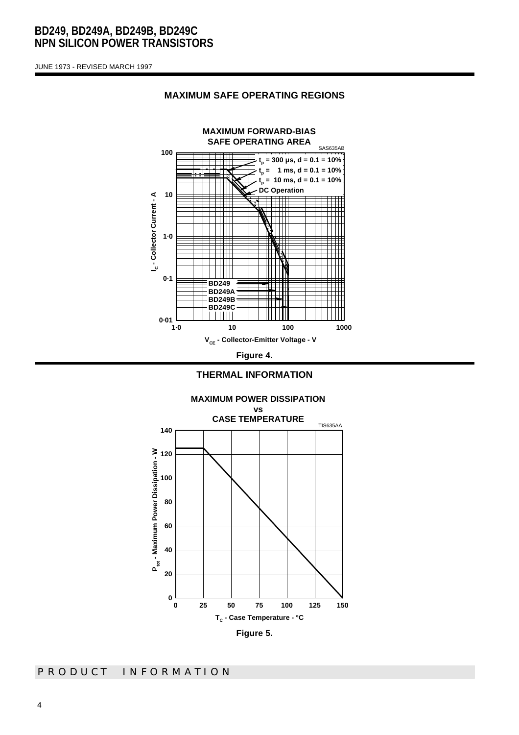## MAXIMUM SAFE OPERATING REGIONS

MAXIMUM FORWARD-BIAS SAFE OPERATING AREA

SAS635AB

$t_p$ = 300 µs, d = 0.1 = 10%
$t_p$ = 1 ms, d = 0.1 = 10%
$t_p$ = 10 ms, d = 0.1 = 10%
DC Operation

BD249
BD249A
BD249B
BD249C

$I_C$ - Collector Current - A

$V_{CE}$ - Collector-Emitter Voltage - V

Figure 4.

## THERMAL INFORMATION

MAXIMUM POWER DISSIPATION vs CASE TEMPERATURE

TIS635AA

$P_{tot}$ - Maximum Power Dissipation - W

$T_C$ - Case Temperature - °C

Figure 5.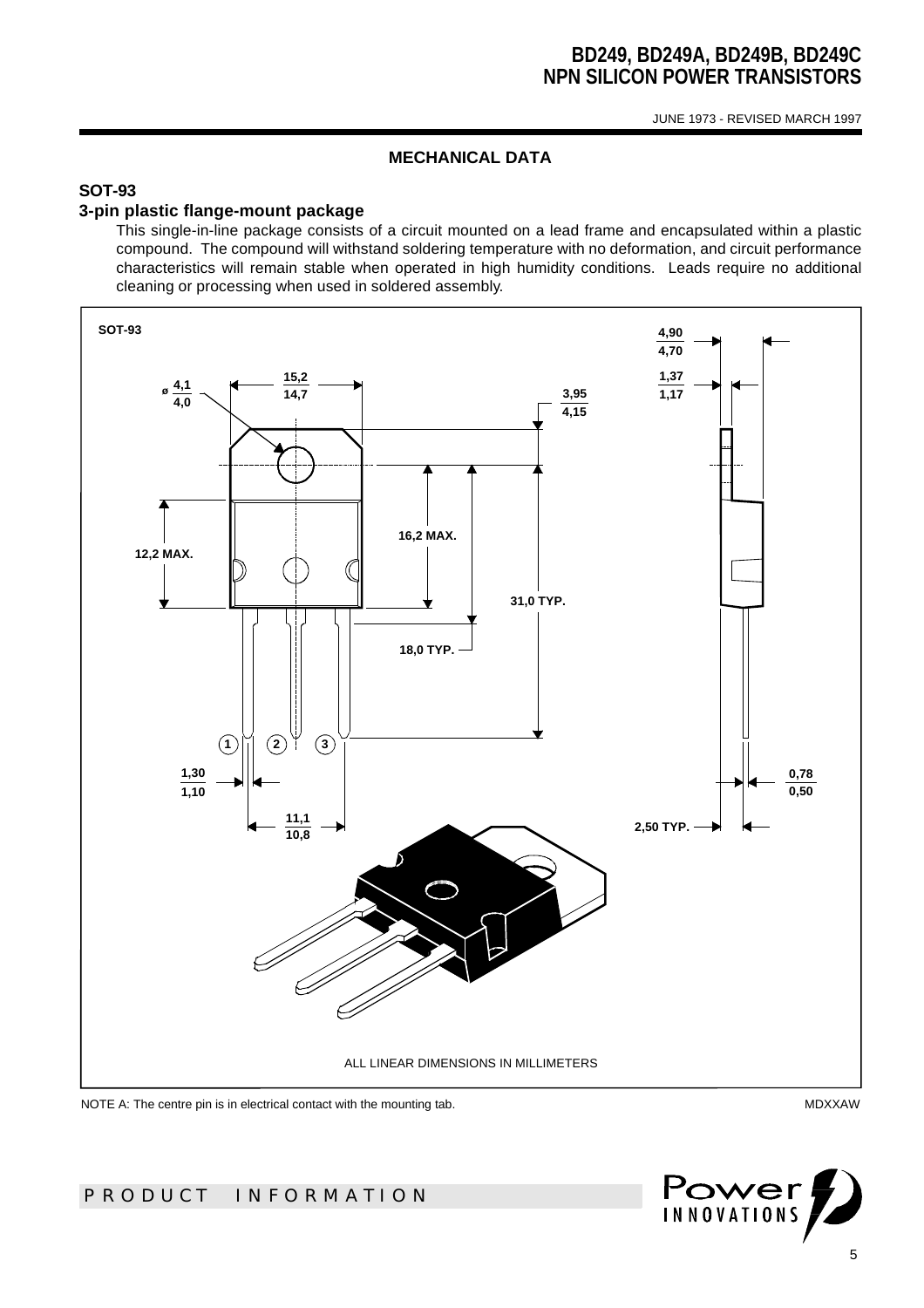## MECHANICAL DATA

### SOT-93

### 3-pin plastic flange-mount package

This single-in-line package consists of a circuit mounted on a lead frame and encapsulated within a plastic compound. The compound will withstand soldering temperature with no deformation, and circuit performance characteristics will remain stable when operated in high humidity conditions. Leads require no additional cleaning or processing when used in soldered assembly.

SOT-93

ø 4,1 / 4,0

15,2 / 14,7

3,95 / 4,15

4,90 / 4,70

1,37 / 1,17

12,2 MAX.

16,2 MAX.

31,0 TYP.

18,0 TYP.

1 2 3

1,30 / 1,10

11,1 / 10,8

0,78 / 0,50

2,50 TYP.

ALL LINEAR DIMENSIONS IN MILLIMETERS

NOTE A: The centre pin is in electrical contact with the mounting tab.

MDXXAW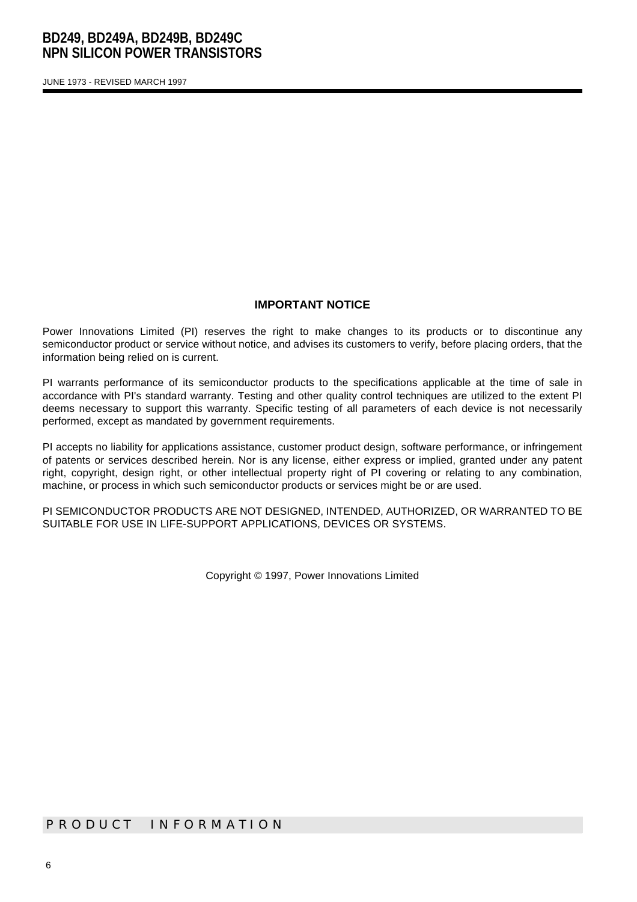## IMPORTANT NOTICE

Power Innovations Limited (PI) reserves the right to make changes to its products or to discontinue any semiconductor product or service without notice, and advises its customers to verify, before placing orders, that the information being relied on is current.

PI warrants performance of its semiconductor products to the specifications applicable at the time of sale in accordance with PI's standard warranty. Testing and other quality control techniques are utilized to the extent PI deems necessary to support this warranty. Specific testing of all parameters of each device is not necessarily performed, except as mandated by government requirements.

PI accepts no liability for applications assistance, customer product design, software performance, or infringement of patents or services described herein. Nor is any license, either express or implied, granted under any patent right, copyright, design right, or other intellectual property right of PI covering or relating to any combination, machine, or process in which such semiconductor products or services might be or are used.

PI SEMICONDUCTOR PRODUCTS ARE NOT DESIGNED, INTENDED, AUTHORIZED, OR WARRANTED TO BE SUITABLE FOR USE IN LIFE-SUPPORT APPLICATIONS, DEVICES OR SYSTEMS.

Copyright © 1997, Power Innovations Limited